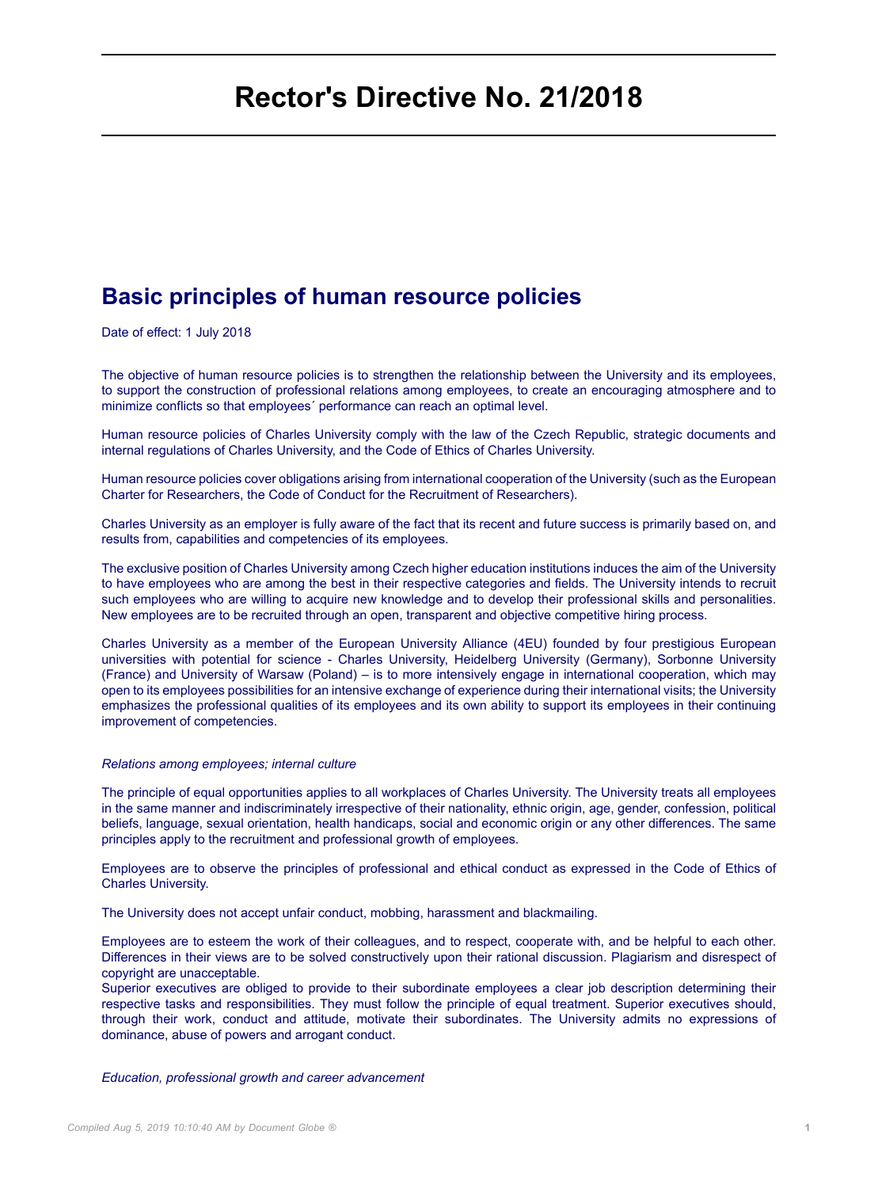# Rector's Directive No. 21/2018

## Basic principles of human resource policies

Date of effect: 1 July 2018

The objective of human resource policies is to strengthen the relationship between the University and its employees, to support the construction of professional relations among employees, to create an encouraging atmosphere and to minimize conflicts so that employees´ performance can reach an optimal level.

Human resource policies of Charles University comply with the law of the Czech Republic, strategic documents and internal regulations of Charles University, and the Code of Ethics of Charles University.

Human resource policies cover obligations arising from international cooperation of the University (such as the European Charter for Researchers, the Code of Conduct for the Recruitment of Researchers).

Charles University as an employer is fully aware of the fact that its recent and future success is primarily based on, and results from, capabilities and competencies of its employees.

The exclusive position of Charles University among Czech higher education institutions induces the aim of the University to have employees who are among the best in their respective categories and fields. The University intends to recruit such employees who are willing to acquire new knowledge and to develop their professional skills and personalities. New employees are to be recruited through an open, transparent and objective competitive hiring process.

Charles University as a member of the European University Alliance (4EU) founded by four prestigious European universities with potential for science - Charles University, Heidelberg University (Germany), Sorbonne University (France) and University of Warsaw (Poland) – is to more intensively engage in international cooperation, which may open to its employees possibilities for an intensive exchange of experience during their international visits; the University emphasizes the professional qualities of its employees and its own ability to support its employees in their continuing improvement of competencies.

*Relations among employees; internal culture*

The principle of equal opportunities applies to all workplaces of Charles University. The University treats all employees in the same manner and indiscriminately irrespective of their nationality, ethnic origin, age, gender, confession, political beliefs, language, sexual orientation, health handicaps, social and economic origin or any other differences. The same principles apply to the recruitment and professional growth of employees.

Employees are to observe the principles of professional and ethical conduct as expressed in the Code of Ethics of Charles University.

The University does not accept unfair conduct, mobbing, harassment and blackmailing.

Employees are to esteem the work of their colleagues, and to respect, cooperate with, and be helpful to each other. Differences in their views are to be solved constructively upon their rational discussion. Plagiarism and disrespect of copyright are unacceptable.
Superior executives are obliged to provide to their subordinate employees a clear job description determining their respective tasks and responsibilities. They must follow the principle of equal treatment. Superior executives should, through their work, conduct and attitude, motivate their subordinates. The University admits no expressions of dominance, abuse of powers and arrogant conduct.

*Education, professional growth and career advancement*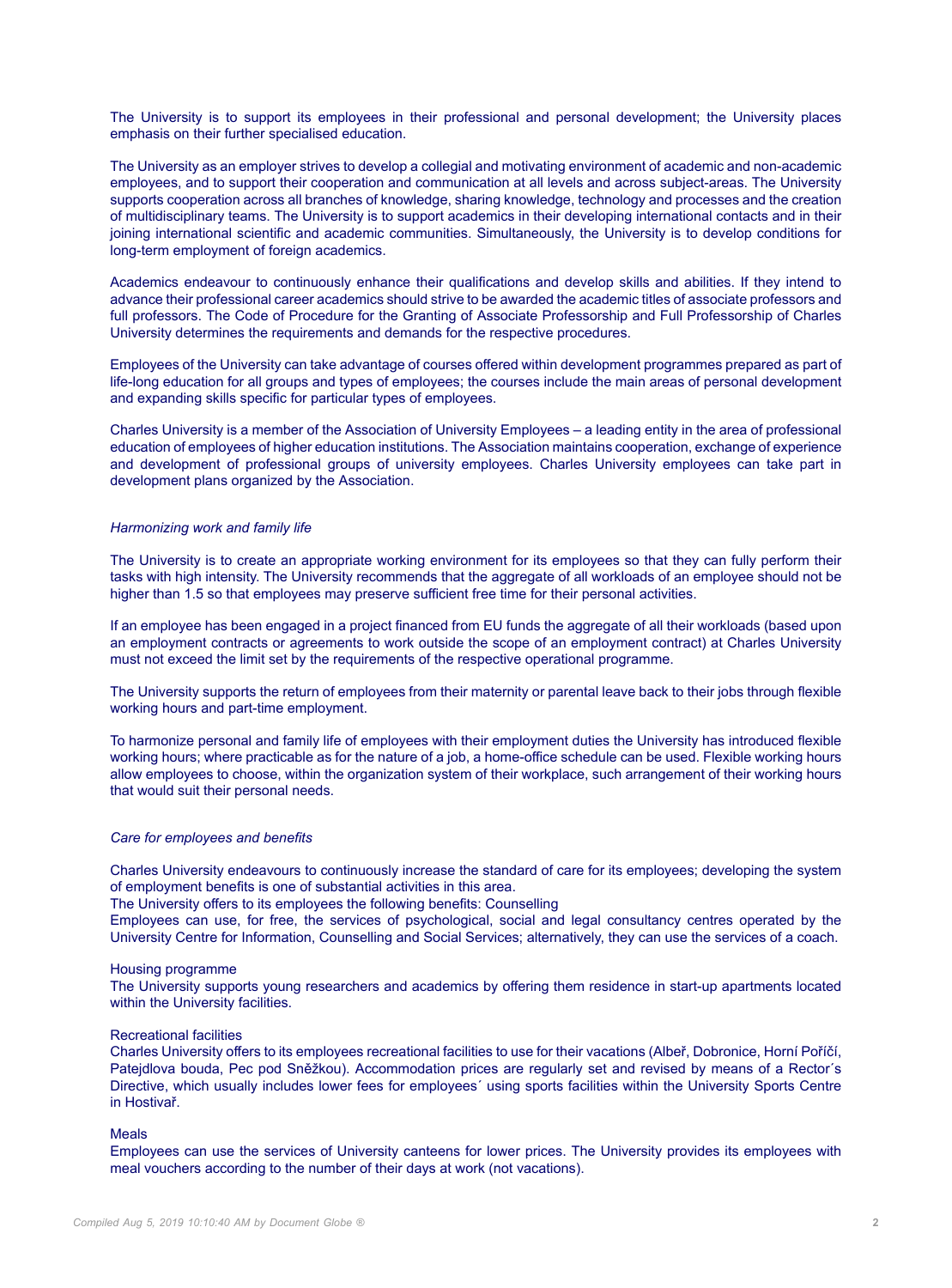The University is to support its employees in their professional and personal development; the University places emphasis on their further specialised education.

The University as an employer strives to develop a collegial and motivating environment of academic and non-academic employees, and to support their cooperation and communication at all levels and across subject-areas. The University supports cooperation across all branches of knowledge, sharing knowledge, technology and processes and the creation of multidisciplinary teams. The University is to support academics in their developing international contacts and in their joining international scientific and academic communities. Simultaneously, the University is to develop conditions for long-term employment of foreign academics.

Academics endeavour to continuously enhance their qualifications and develop skills and abilities. If they intend to advance their professional career academics should strive to be awarded the academic titles of associate professors and full professors. The Code of Procedure for the Granting of Associate Professorship and Full Professorship of Charles University determines the requirements and demands for the respective procedures.

Employees of the University can take advantage of courses offered within development programmes prepared as part of life-long education for all groups and types of employees; the courses include the main areas of personal development and expanding skills specific for particular types of employees.

Charles University is a member of the Association of University Employees – a leading entity in the area of professional education of employees of higher education institutions. The Association maintains cooperation, exchange of experience and development of professional groups of university employees. Charles University employees can take part in development plans organized by the Association.

*Harmonizing work and family life*

The University is to create an appropriate working environment for its employees so that they can fully perform their tasks with high intensity. The University recommends that the aggregate of all workloads of an employee should not be higher than 1.5 so that employees may preserve sufficient free time for their personal activities.

If an employee has been engaged in a project financed from EU funds the aggregate of all their workloads (based upon an employment contracts or agreements to work outside the scope of an employment contract) at Charles University must not exceed the limit set by the requirements of the respective operational programme.

The University supports the return of employees from their maternity or parental leave back to their jobs through flexible working hours and part-time employment.

To harmonize personal and family life of employees with their employment duties the University has introduced flexible working hours; where practicable as for the nature of a job, a home-office schedule can be used. Flexible working hours allow employees to choose, within the organization system of their workplace, such arrangement of their working hours that would suit their personal needs.

*Care for employees and benefits*

Charles University endeavours to continuously increase the standard of care for its employees; developing the system of employment benefits is one of substantial activities in this area.
The University offers to its employees the following benefits: Counselling
Employees can use, for free, the services of psychological, social and legal consultancy centres operated by the University Centre for Information, Counselling and Social Services; alternatively, they can use the services of a coach.

Housing programme
The University supports young researchers and academics by offering them residence in start-up apartments located within the University facilities.

Recreational facilities
Charles University offers to its employees recreational facilities to use for their vacations (Albeř, Dobronice, Horní Poříčí, Patejdlova bouda, Pec pod Sněžkou). Accommodation prices are regularly set and revised by means of a Rector´s Directive, which usually includes lower fees for employees´ using sports facilities within the University Sports Centre in Hostivař.

Meals
Employees can use the services of University canteens for lower prices. The University provides its employees with meal vouchers according to the number of their days at work (not vacations).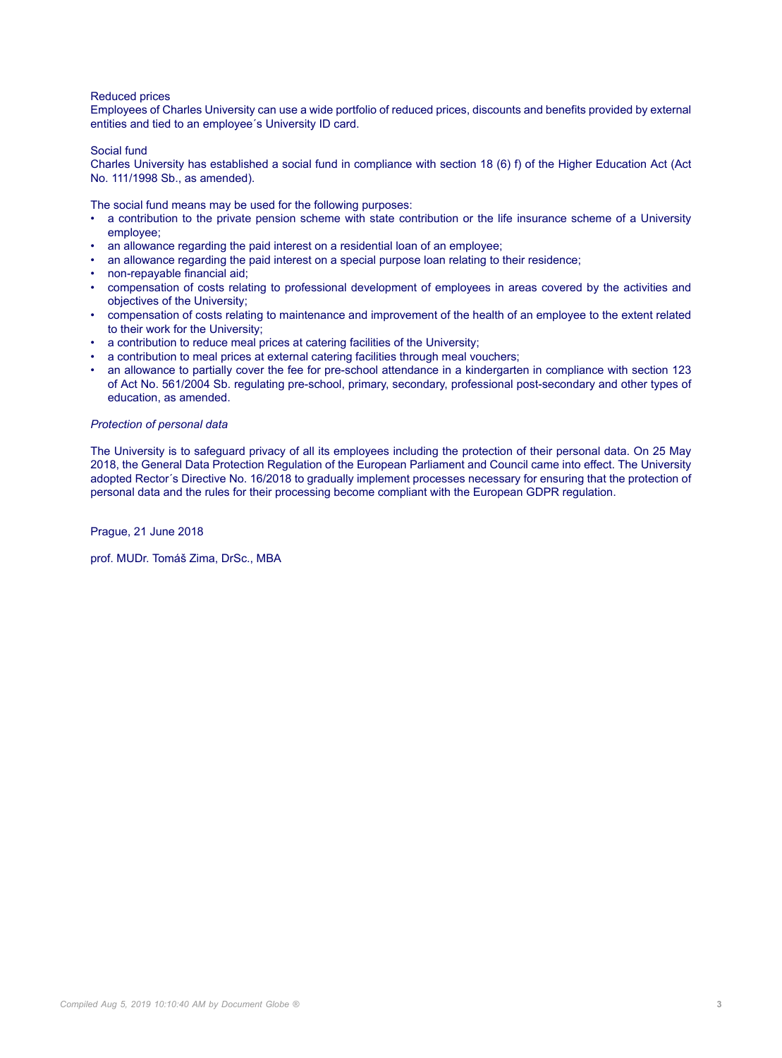Reduced prices

Employees of Charles University can use a wide portfolio of reduced prices, discounts and benefits provided by external entities and tied to an employee´s University ID card.

Social fund

Charles University has established a social fund in compliance with section 18 (6) f) of the Higher Education Act (Act No. 111/1998 Sb., as amended).

The social fund means may be used for the following purposes:

- a contribution to the private pension scheme with state contribution or the life insurance scheme of a University employee;
- an allowance regarding the paid interest on a residential loan of an employee;
- an allowance regarding the paid interest on a special purpose loan relating to their residence;
- non-repayable financial aid;
- compensation of costs relating to professional development of employees in areas covered by the activities and objectives of the University;
- compensation of costs relating to maintenance and improvement of the health of an employee to the extent related to their work for the University;
- a contribution to reduce meal prices at catering facilities of the University;
- a contribution to meal prices at external catering facilities through meal vouchers;
- an allowance to partially cover the fee for pre-school attendance in a kindergarten in compliance with section 123 of Act No. 561/2004 Sb. regulating pre-school, primary, secondary, professional post-secondary and other types of education, as amended.

*Protection of personal data*

The University is to safeguard privacy of all its employees including the protection of their personal data. On 25 May 2018, the General Data Protection Regulation of the European Parliament and Council came into effect. The University adopted Rector´s Directive No. 16/2018 to gradually implement processes necessary for ensuring that the protection of personal data and the rules for their processing become compliant with the European GDPR regulation.

Prague, 21 June 2018

prof. MUDr. Tomáš Zima, DrSc., MBA